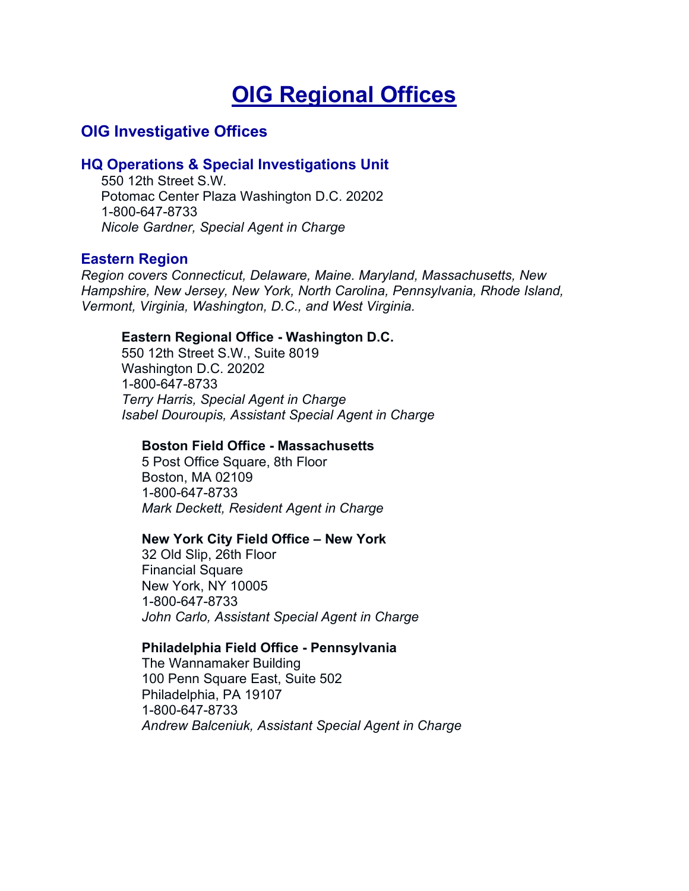# OIG Regional Offices

## OIG Investigative Offices

### HQ Operations & Special Investigations Unit

550 12th Street S.W.  
Potomac Center Plaza Washington D.C. 20202  
1-800-647-8733  
*Nicole Gardner, Special Agent in Charge*

### Eastern Region

*Region covers Connecticut, Delaware, Maine. Maryland, Massachusetts, New Hampshire, New Jersey, New York, North Carolina, Pennsylvania, Rhode Island, Vermont, Virginia, Washington, D.C., and West Virginia.*

**Eastern Regional Office - Washington D.C.**  
550 12th Street S.W., Suite 8019  
Washington D.C. 20202  
1-800-647-8733  
*Terry Harris, Special Agent in Charge*  
*Isabel Douroupis, Assistant Special Agent in Charge*

**Boston Field Office - Massachusetts**  
5 Post Office Square, 8th Floor  
Boston, MA 02109  
1-800-647-8733  
*Mark Deckett, Resident Agent in Charge*

**New York City Field Office – New York**  
32 Old Slip, 26th Floor  
Financial Square  
New York, NY 10005  
1-800-647-8733  
*John Carlo, Assistant Special Agent in Charge*

**Philadelphia Field Office - Pennsylvania**  
The Wannamaker Building  
100 Penn Square East, Suite 502  
Philadelphia, PA 19107  
1-800-647-8733  
*Andrew Balceniuk, Assistant Special Agent in Charge*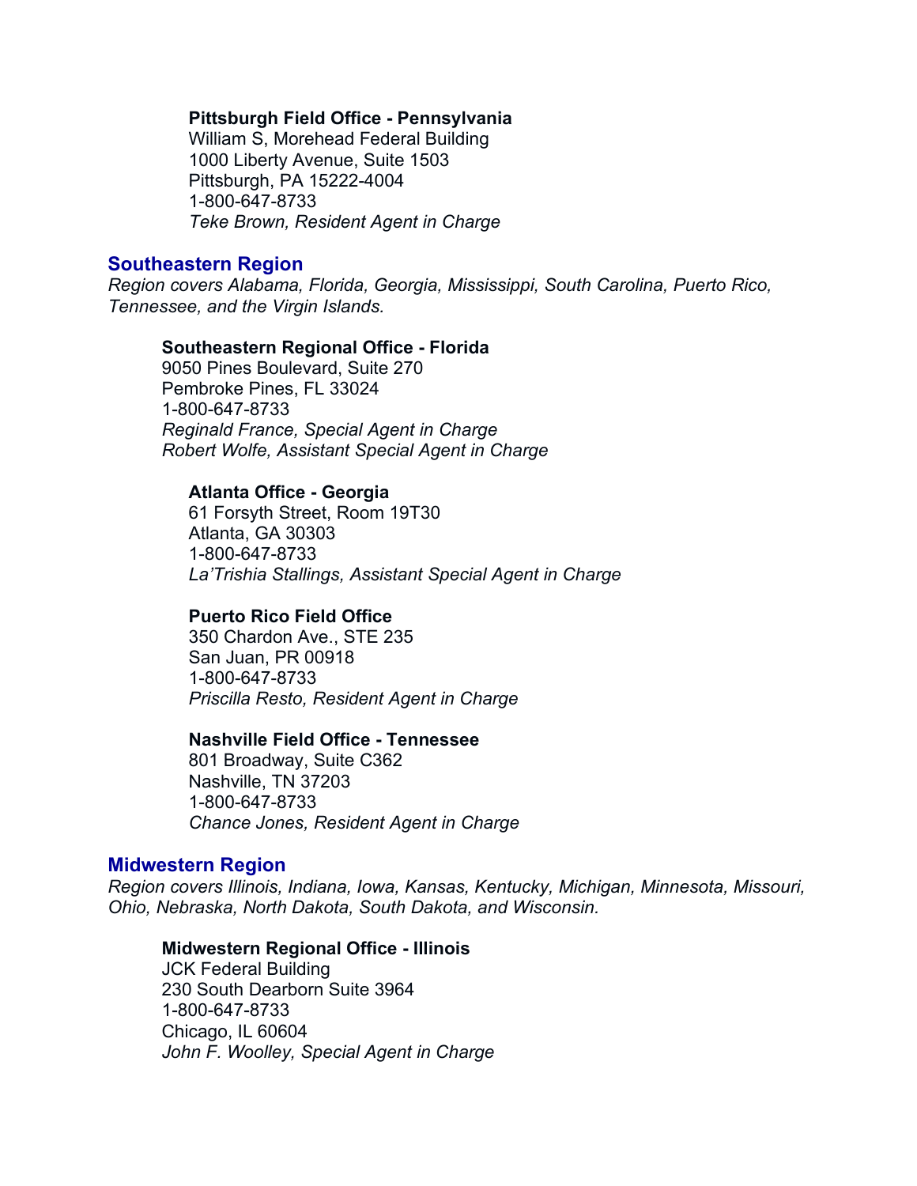**Pittsburgh Field Office - Pennsylvania**
William S, Morehead Federal Building
1000 Liberty Avenue, Suite 1503
Pittsburgh, PA 15222-4004
1-800-647-8733
*Teke Brown, Resident Agent in Charge*

## Southeastern Region

*Region covers Alabama, Florida, Georgia, Mississippi, South Carolina, Puerto Rico, Tennessee, and the Virgin Islands.*

**Southeastern Regional Office - Florida**
9050 Pines Boulevard, Suite 270
Pembroke Pines, FL 33024
1-800-647-8733
*Reginald France, Special Agent in Charge*
*Robert Wolfe, Assistant Special Agent in Charge*

**Atlanta Office - Georgia**
61 Forsyth Street, Room 19T30
Atlanta, GA 30303
1-800-647-8733
*La'Trishia Stallings, Assistant Special Agent in Charge*

**Puerto Rico Field Office**
350 Chardon Ave., STE 235
San Juan, PR 00918
1-800-647-8733
*Priscilla Resto, Resident Agent in Charge*

**Nashville Field Office - Tennessee**
801 Broadway, Suite C362
Nashville, TN 37203
1-800-647-8733
*Chance Jones, Resident Agent in Charge*

## Midwestern Region

*Region covers Illinois, Indiana, Iowa, Kansas, Kentucky, Michigan, Minnesota, Missouri, Ohio, Nebraska, North Dakota, South Dakota, and Wisconsin.*

**Midwestern Regional Office - Illinois**
JCK Federal Building
230 South Dearborn Suite 3964
1-800-647-8733
Chicago, IL 60604
*John F. Woolley, Special Agent in Charge*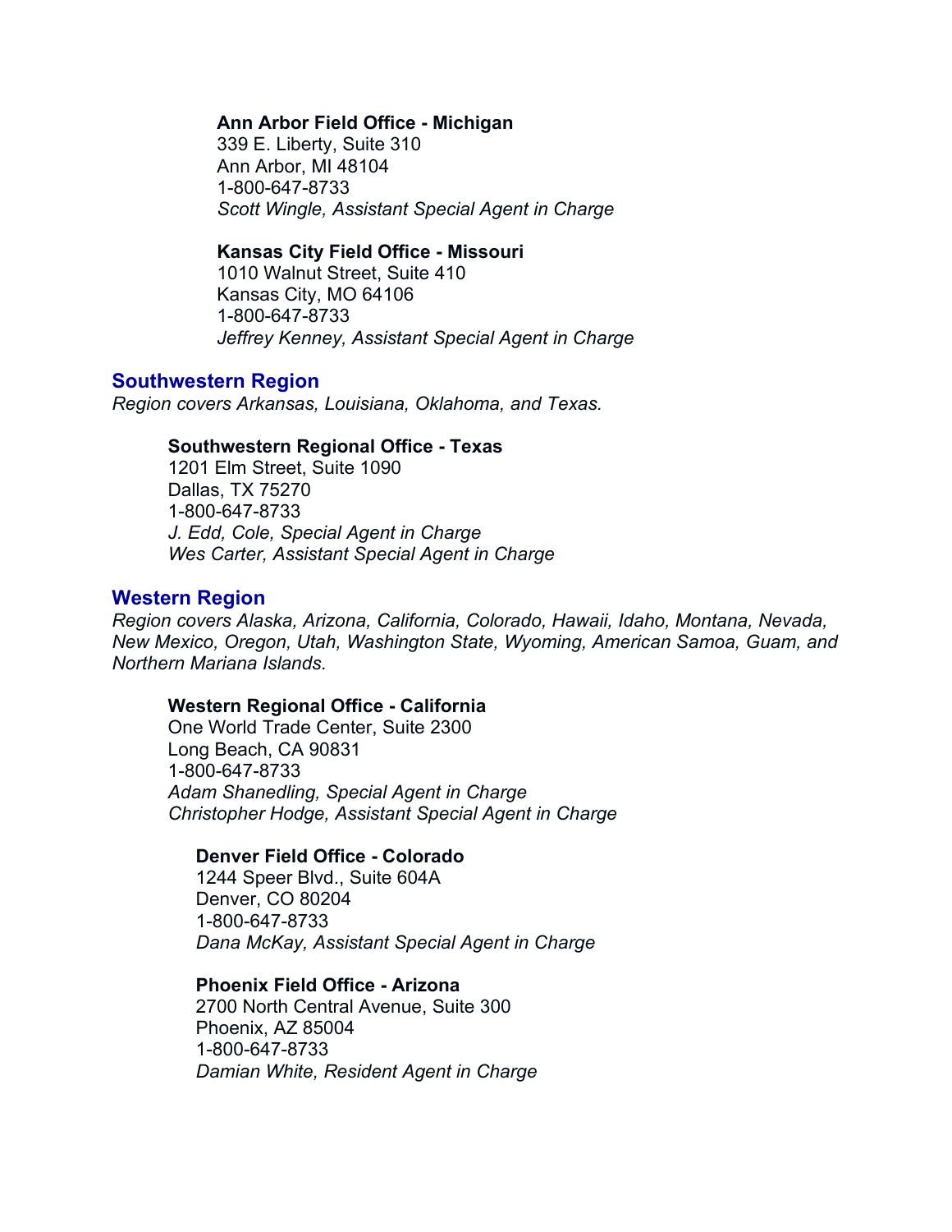**Ann Arbor Field Office - Michigan**
339 E. Liberty, Suite 310
Ann Arbor, MI 48104
1-800-647-8733
*Scott Wingle, Assistant Special Agent in Charge*

**Kansas City Field Office - Missouri**
1010 Walnut Street, Suite 410
Kansas City, MO 64106
1-800-647-8733
*Jeffrey Kenney, Assistant Special Agent in Charge*

## Southwestern Region

*Region covers Arkansas, Louisiana, Oklahoma, and Texas.*

**Southwestern Regional Office - Texas**
1201 Elm Street, Suite 1090
Dallas, TX 75270
1-800-647-8733
*J. Edd, Cole, Special Agent in Charge*
*Wes Carter, Assistant Special Agent in Charge*

## Western Region

*Region covers Alaska, Arizona, California, Colorado, Hawaii, Idaho, Montana, Nevada, New Mexico, Oregon, Utah, Washington State, Wyoming, American Samoa, Guam, and Northern Mariana Islands.*

**Western Regional Office - California**
One World Trade Center, Suite 2300
Long Beach, CA 90831
1-800-647-8733
*Adam Shanedling, Special Agent in Charge*
*Christopher Hodge, Assistant Special Agent in Charge*

**Denver Field Office - Colorado**
1244 Speer Blvd., Suite 604A
Denver, CO 80204
1-800-647-8733
*Dana McKay, Assistant Special Agent in Charge*

**Phoenix Field Office - Arizona**
2700 North Central Avenue, Suite 300
Phoenix, AZ 85004
1-800-647-8733
*Damian White, Resident Agent in Charge*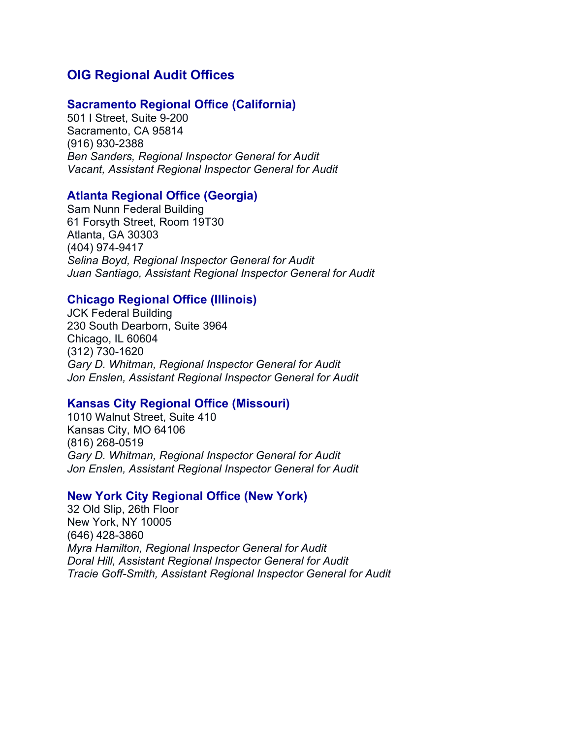## OIG Regional Audit Offices

### Sacramento Regional Office (California)

501 I Street, Suite 9-200
Sacramento, CA 95814
(916) 930-2388
*Ben Sanders, Regional Inspector General for Audit*
*Vacant, Assistant Regional Inspector General for Audit*

### Atlanta Regional Office (Georgia)

Sam Nunn Federal Building
61 Forsyth Street, Room 19T30
Atlanta, GA 30303
(404) 974-9417
*Selina Boyd, Regional Inspector General for Audit*
*Juan Santiago, Assistant Regional Inspector General for Audit*

### Chicago Regional Office (Illinois)

JCK Federal Building
230 South Dearborn, Suite 3964
Chicago, IL 60604
(312) 730-1620
*Gary D. Whitman, Regional Inspector General for Audit*
*Jon Enslen, Assistant Regional Inspector General for Audit*

### Kansas City Regional Office (Missouri)

1010 Walnut Street, Suite 410
Kansas City, MO 64106
(816) 268-0519
*Gary D. Whitman, Regional Inspector General for Audit*
*Jon Enslen, Assistant Regional Inspector General for Audit*

### New York City Regional Office (New York)

32 Old Slip, 26th Floor
New York, NY 10005
(646) 428-3860
*Myra Hamilton, Regional Inspector General for Audit*
*Doral Hill, Assistant Regional Inspector General for Audit*
*Tracie Goff-Smith, Assistant Regional Inspector General for Audit*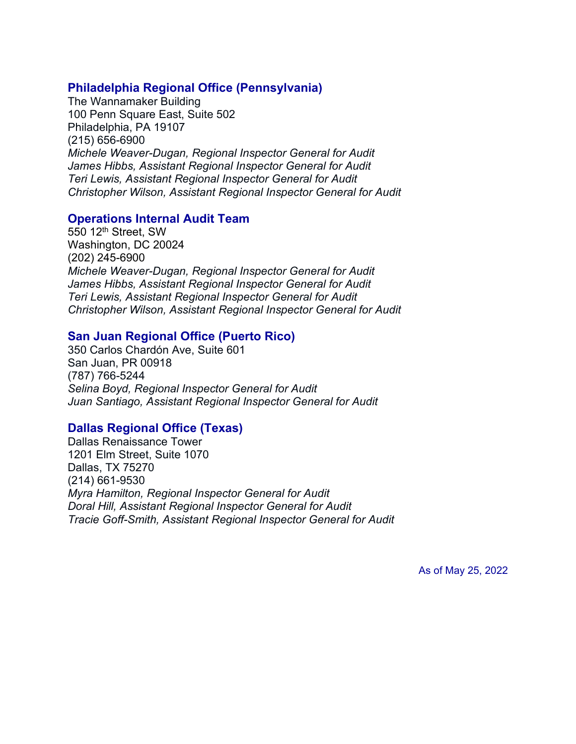### Philadelphia Regional Office (Pennsylvania)

The Wannamaker Building
100 Penn Square East, Suite 502
Philadelphia, PA 19107
(215) 656-6900
*Michele Weaver-Dugan, Regional Inspector General for Audit*
*James Hibbs, Assistant Regional Inspector General for Audit*
*Teri Lewis, Assistant Regional Inspector General for Audit*
*Christopher Wilson, Assistant Regional Inspector General for Audit*

### Operations Internal Audit Team

550 12th Street, SW
Washington, DC 20024
(202) 245-6900
*Michele Weaver-Dugan, Regional Inspector General for Audit*
*James Hibbs, Assistant Regional Inspector General for Audit*
*Teri Lewis, Assistant Regional Inspector General for Audit*
*Christopher Wilson, Assistant Regional Inspector General for Audit*

### San Juan Regional Office (Puerto Rico)

350 Carlos Chardón Ave, Suite 601
San Juan, PR 00918
(787) 766-5244
*Selina Boyd, Regional Inspector General for Audit*
*Juan Santiago, Assistant Regional Inspector General for Audit*

### Dallas Regional Office (Texas)

Dallas Renaissance Tower
1201 Elm Street, Suite 1070
Dallas, TX 75270
(214) 661-9530
*Myra Hamilton, Regional Inspector General for Audit*
*Doral Hill, Assistant Regional Inspector General for Audit*
*Tracie Goff-Smith, Assistant Regional Inspector General for Audit*

As of May 25, 2022